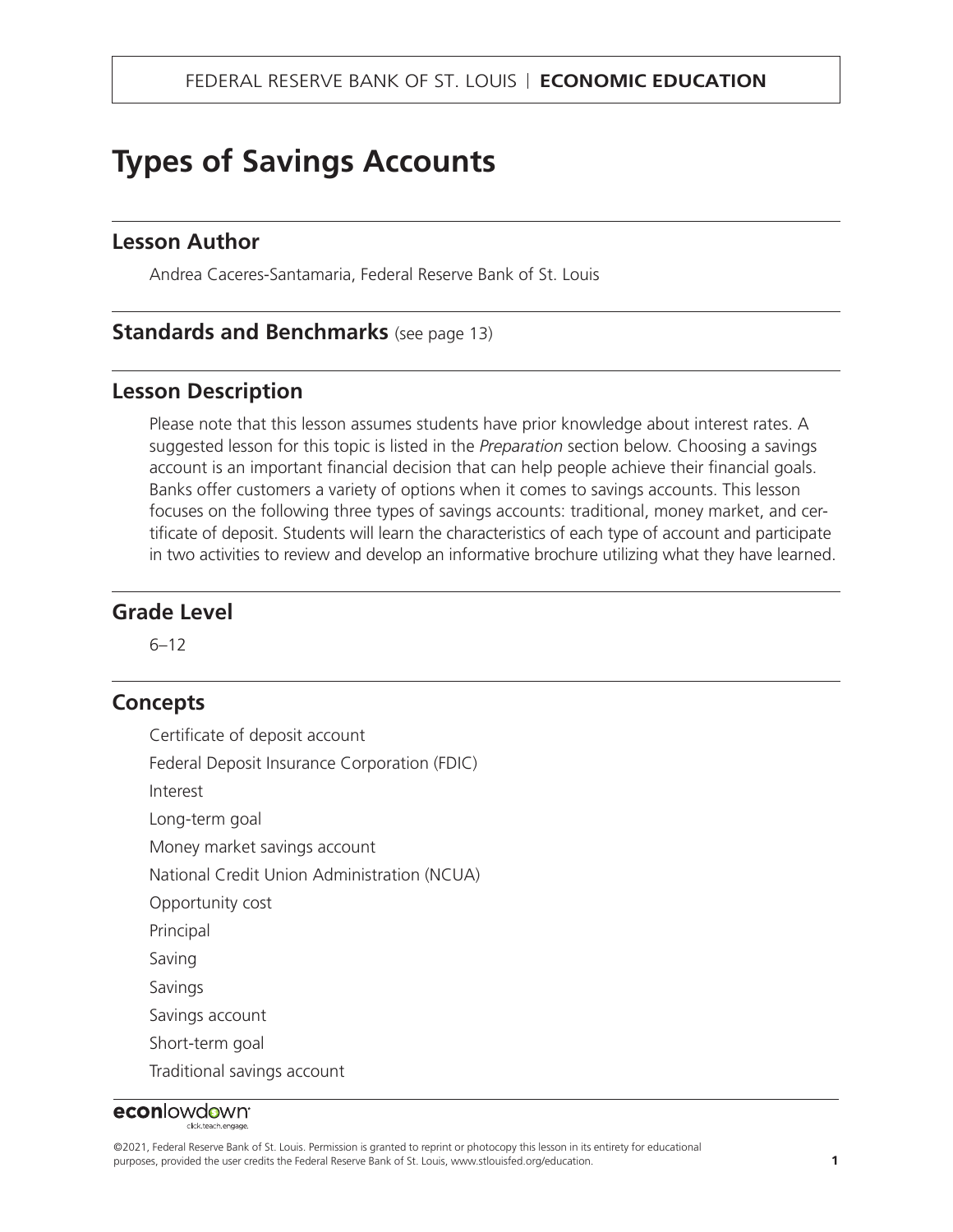# Types of Savings Accounts

## Lesson Author

Andrea Caceres-Santamaria, Federal Reserve Bank of St. Louis

## Standards and Benchmarks (see page 13)

## Lesson Description

Please note that this lesson assumes students have prior knowledge about interest rates. A suggested lesson for this topic is listed in the *Preparation* section below. Choosing a savings account is an important financial decision that can help people achieve their financial goals. Banks offer customers a variety of options when it comes to savings accounts. This lesson focuses on the following three types of savings accounts: traditional, money market, and certificate of deposit. Students will learn the characteristics of each type of account and participate in two activities to review and develop an informative brochure utilizing what they have learned.

## Grade Level

6–12

## Concepts

Certificate of deposit account

Federal Deposit Insurance Corporation (FDIC)

Interest

Long-term goal

Money market savings account

National Credit Union Administration (NCUA)

Opportunity cost

Principal

Saving

Savings

Savings account

Short-term goal

Traditional savings account

©2021, Federal Reserve Bank of St. Louis. Permission is granted to reprint or photocopy this lesson in its entirety for educational purposes, provided the user credits the Federal Reserve Bank of St. Louis, www.stlouisfed.org/education.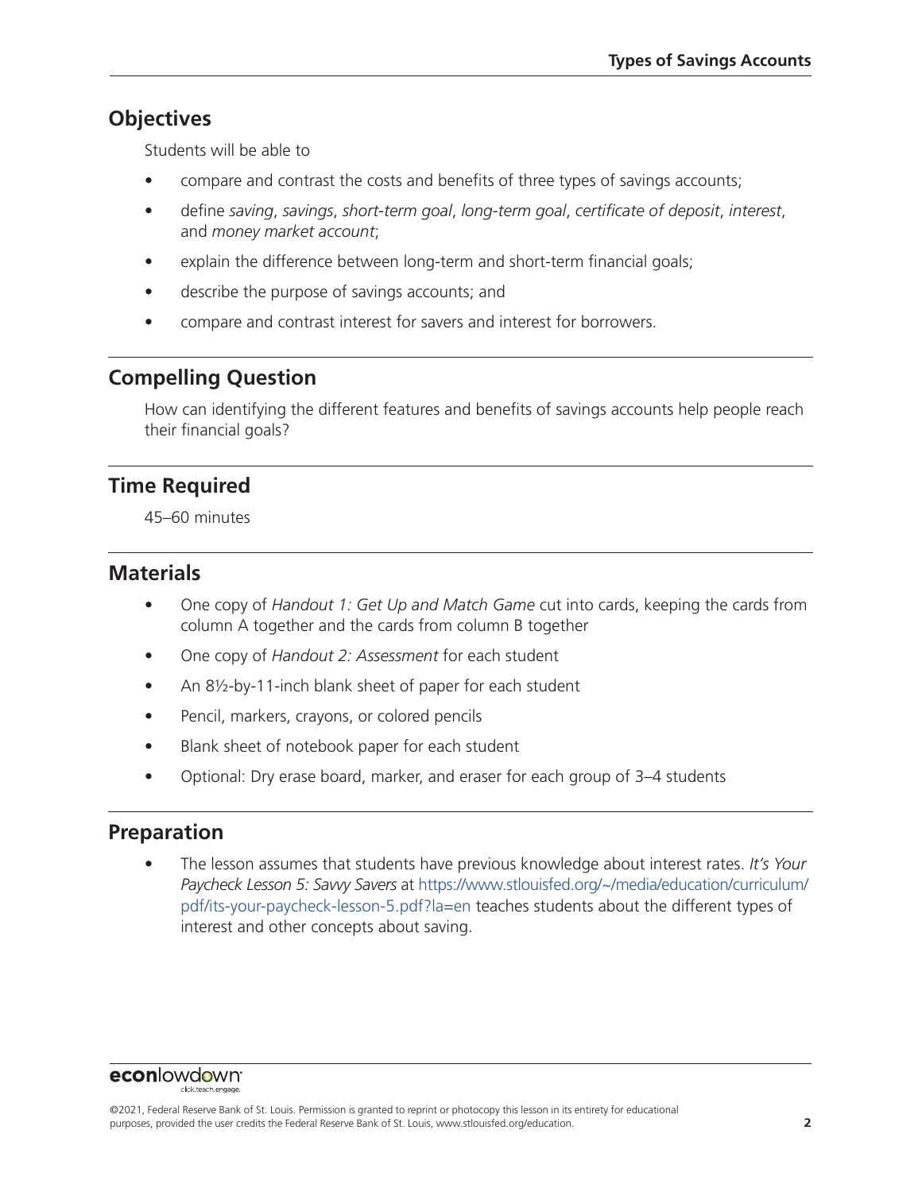## Objectives

Students will be able to

- compare and contrast the costs and benefits of three types of savings accounts;
- define *saving*, *savings*, *short-term goal*, *long-term goal*, *certificate of deposit*, *interest*, and *money market account*;
- explain the difference between long-term and short-term financial goals;
- describe the purpose of savings accounts; and
- compare and contrast interest for savers and interest for borrowers.

## Compelling Question

How can identifying the different features and benefits of savings accounts help people reach their financial goals?

## Time Required

45–60 minutes

## Materials

- One copy of *Handout 1: Get Up and Match Game* cut into cards, keeping the cards from column A together and the cards from column B together
- One copy of *Handout 2: Assessment* for each student
- An 8½-by-11-inch blank sheet of paper for each student
- Pencil, markers, crayons, or colored pencils
- Blank sheet of notebook paper for each student
- Optional: Dry erase board, marker, and eraser for each group of 3–4 students

## Preparation

- The lesson assumes that students have previous knowledge about interest rates. *It's Your Paycheck Lesson 5: Savvy Savers* at https://www.stlouisfed.org/~/media/education/curriculum/pdf/its-your-paycheck-lesson-5.pdf?la=en teaches students about the different types of interest and other concepts about saving.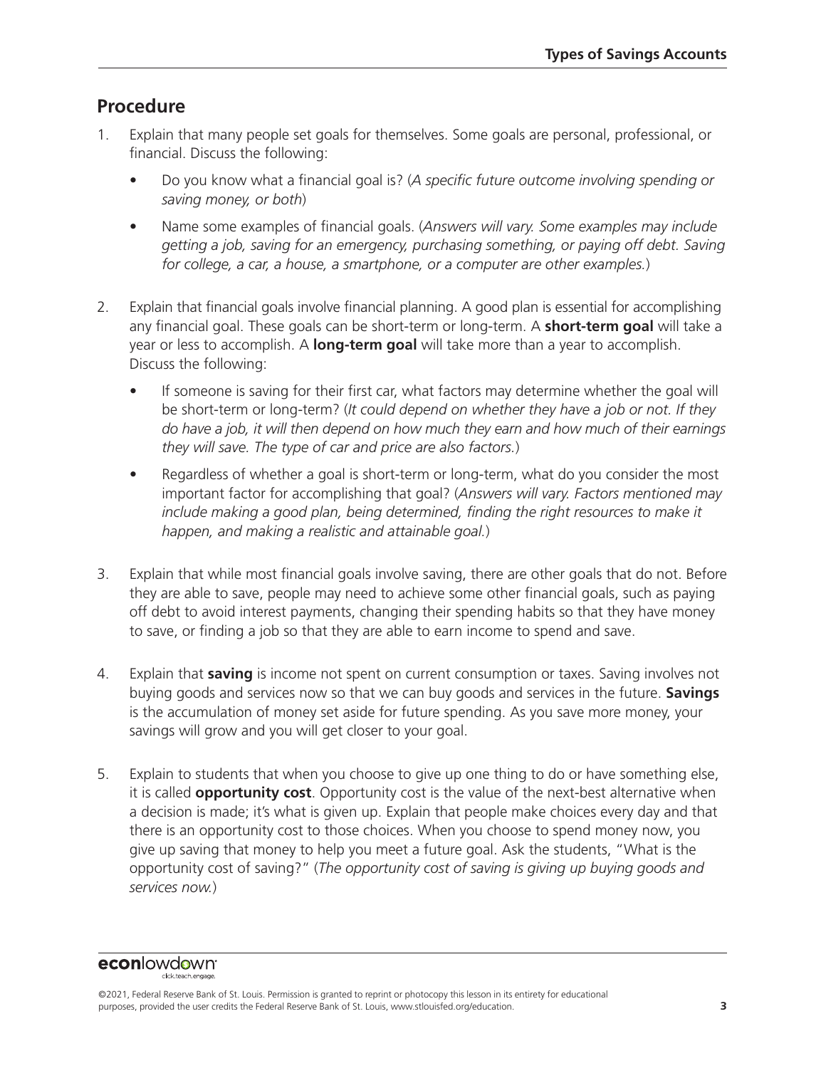## Procedure

1. Explain that many people set goals for themselves. Some goals are personal, professional, or financial. Discuss the following:
   - Do you know what a financial goal is? (*A specific future outcome involving spending or saving money, or both*)
   - Name some examples of financial goals. (*Answers will vary. Some examples may include getting a job, saving for an emergency, purchasing something, or paying off debt. Saving for college, a car, a house, a smartphone, or a computer are other examples.*)

2. Explain that financial goals involve financial planning. A good plan is essential for accomplishing any financial goal. These goals can be short-term or long-term. A **short-term goal** will take a year or less to accomplish. A **long-term goal** will take more than a year to accomplish. Discuss the following:
   - If someone is saving for their first car, what factors may determine whether the goal will be short-term or long-term? (*It could depend on whether they have a job or not. If they do have a job, it will then depend on how much they earn and how much of their earnings they will save. The type of car and price are also factors.*)
   - Regardless of whether a goal is short-term or long-term, what do you consider the most important factor for accomplishing that goal? (*Answers will vary. Factors mentioned may include making a good plan, being determined, finding the right resources to make it happen, and making a realistic and attainable goal.*)

3. Explain that while most financial goals involve saving, there are other goals that do not. Before they are able to save, people may need to achieve some other financial goals, such as paying off debt to avoid interest payments, changing their spending habits so that they have money to save, or finding a job so that they are able to earn income to spend and save.

4. Explain that **saving** is income not spent on current consumption or taxes. Saving involves not buying goods and services now so that we can buy goods and services in the future. **Savings** is the accumulation of money set aside for future spending. As you save more money, your savings will grow and you will get closer to your goal.

5. Explain to students that when you choose to give up one thing to do or have something else, it is called **opportunity cost**. Opportunity cost is the value of the next-best alternative when a decision is made; it's what is given up. Explain that people make choices every day and that there is an opportunity cost to those choices. When you choose to spend money now, you give up saving that money to help you meet a future goal. Ask the students, "What is the opportunity cost of saving?" (*The opportunity cost of saving is giving up buying goods and services now.*)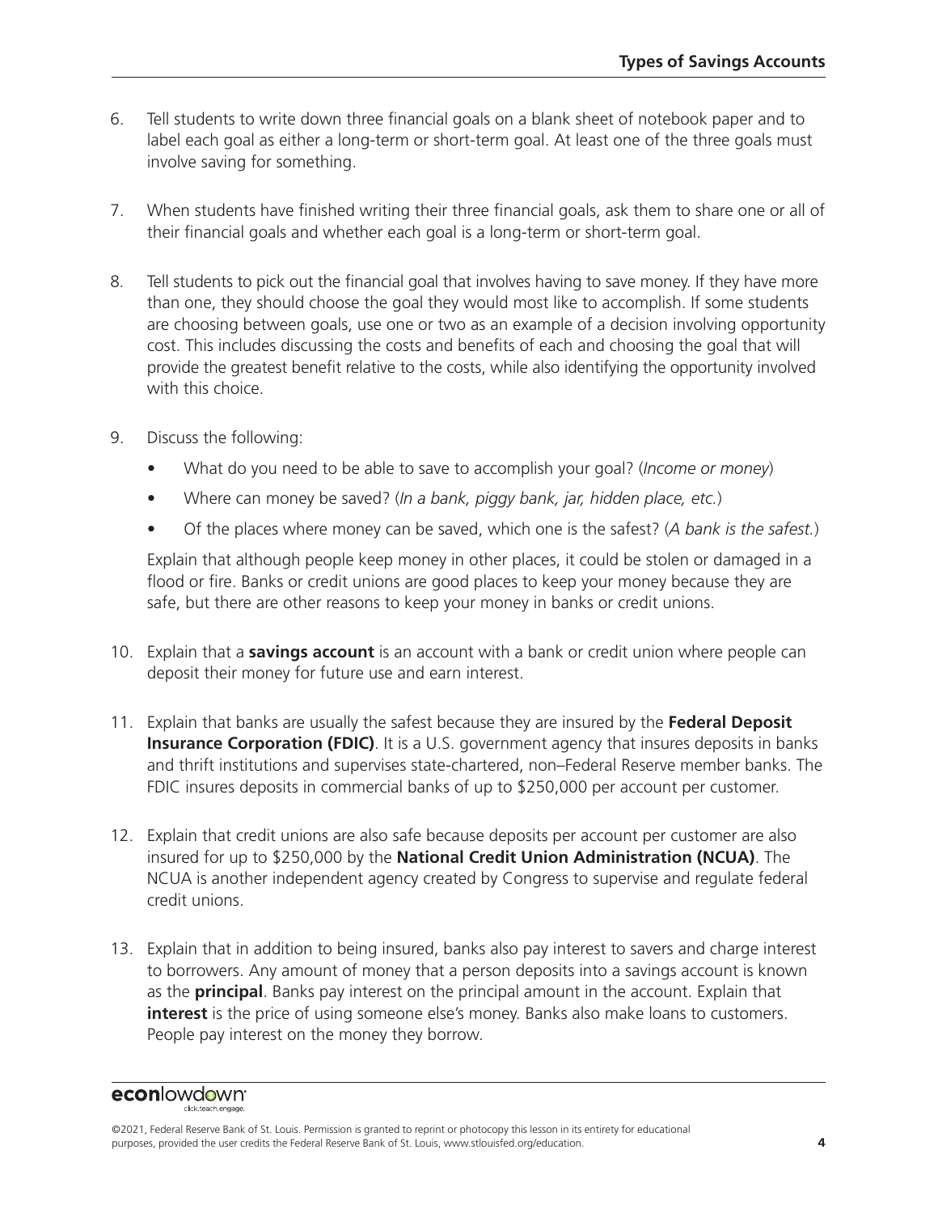6. Tell students to write down three financial goals on a blank sheet of notebook paper and to label each goal as either a long-term or short-term goal. At least one of the three goals must involve saving for something.

7. When students have finished writing their three financial goals, ask them to share one or all of their financial goals and whether each goal is a long-term or short-term goal.

8. Tell students to pick out the financial goal that involves having to save money. If they have more than one, they should choose the goal they would most like to accomplish. If some students are choosing between goals, use one or two as an example of a decision involving opportunity cost. This includes discussing the costs and benefits of each and choosing the goal that will provide the greatest benefit relative to the costs, while also identifying the opportunity involved with this choice.

9. Discuss the following:
   - What do you need to be able to save to accomplish your goal? (*Income or money*)
   - Where can money be saved? (*In a bank, piggy bank, jar, hidden place, etc.*)
   - Of the places where money can be saved, which one is the safest? (*A bank is the safest.*)

   Explain that although people keep money in other places, it could be stolen or damaged in a flood or fire. Banks or credit unions are good places to keep your money because they are safe, but there are other reasons to keep your money in banks or credit unions.

10. Explain that a **savings account** is an account with a bank or credit union where people can deposit their money for future use and earn interest.

11. Explain that banks are usually the safest because they are insured by the **Federal Deposit Insurance Corporation (FDIC)**. It is a U.S. government agency that insures deposits in banks and thrift institutions and supervises state-chartered, non–Federal Reserve member banks. The FDIC insures deposits in commercial banks of up to $250,000 per account per customer.

12. Explain that credit unions are also safe because deposits per account per customer are also insured for up to $250,000 by the **National Credit Union Administration (NCUA)**. The NCUA is another independent agency created by Congress to supervise and regulate federal credit unions.

13. Explain that in addition to being insured, banks also pay interest to savers and charge interest to borrowers. Any amount of money that a person deposits into a savings account is known as the **principal**. Banks pay interest on the principal amount in the account. Explain that **interest** is the price of using someone else's money. Banks also make loans to customers. People pay interest on the money they borrow.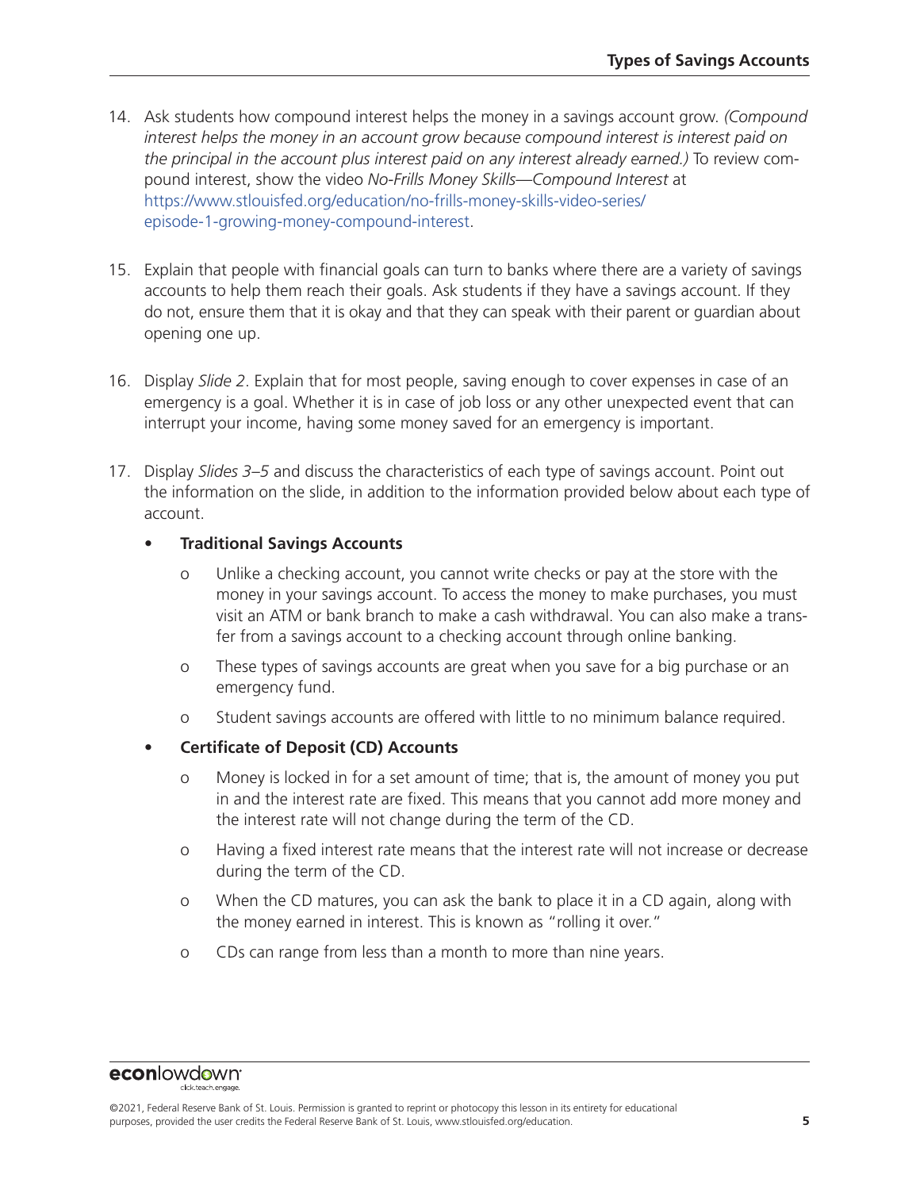14. Ask students how compound interest helps the money in a savings account grow. *(Compound interest helps the money in an account grow because compound interest is interest paid on the principal in the account plus interest paid on any interest already earned.)* To review compound interest, show the video *No-Frills Money Skills—Compound Interest* at https://www.stlouisfed.org/education/no-frills-money-skills-video-series/episode-1-growing-money-compound-interest.

15. Explain that people with financial goals can turn to banks where there are a variety of savings accounts to help them reach their goals. Ask students if they have a savings account. If they do not, ensure them that it is okay and that they can speak with their parent or guardian about opening one up.

16. Display *Slide 2*. Explain that for most people, saving enough to cover expenses in case of an emergency is a goal. Whether it is in case of job loss or any other unexpected event that can interrupt your income, having some money saved for an emergency is important.

17. Display *Slides 3–5* and discuss the characteristics of each type of savings account. Point out the information on the slide, in addition to the information provided below about each type of account.

    - **Traditional Savings Accounts**
        - Unlike a checking account, you cannot write checks or pay at the store with the money in your savings account. To access the money to make purchases, you must visit an ATM or bank branch to make a cash withdrawal. You can also make a transfer from a savings account to a checking account through online banking.
        - These types of savings accounts are great when you save for a big purchase or an emergency fund.
        - Student savings accounts are offered with little to no minimum balance required.
    - **Certificate of Deposit (CD) Accounts**
        - Money is locked in for a set amount of time; that is, the amount of money you put in and the interest rate are fixed. This means that you cannot add more money and the interest rate will not change during the term of the CD.
        - Having a fixed interest rate means that the interest rate will not increase or decrease during the term of the CD.
        - When the CD matures, you can ask the bank to place it in a CD again, along with the money earned in interest. This is known as "rolling it over."
        - CDs can range from less than a month to more than nine years.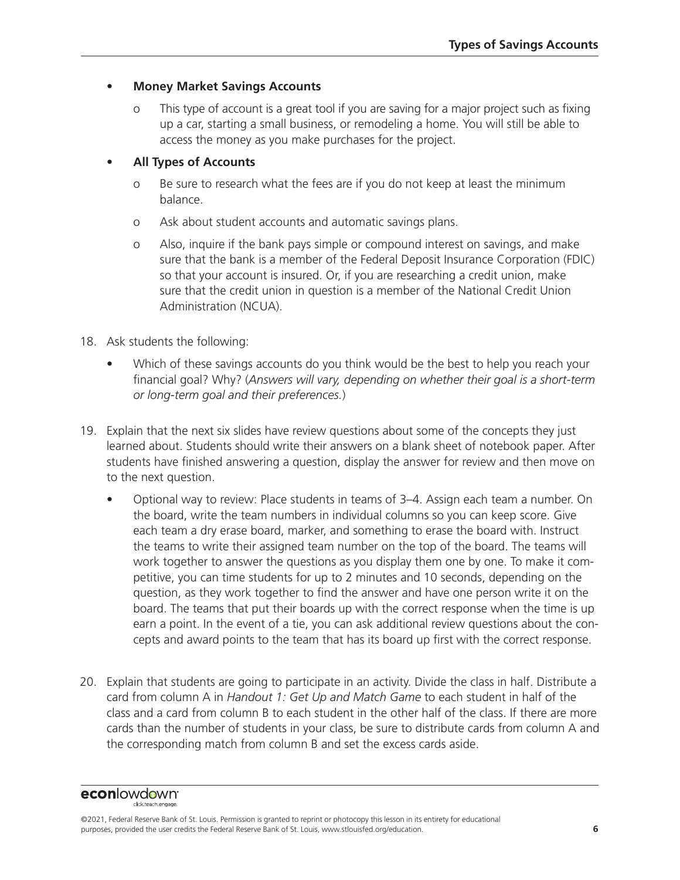- **Money Market Savings Accounts**
  - o This type of account is a great tool if you are saving for a major project such as fixing up a car, starting a small business, or remodeling a home. You will still be able to access the money as you make purchases for the project.
- **All Types of Accounts**
  - o Be sure to research what the fees are if you do not keep at least the minimum balance.
  - o Ask about student accounts and automatic savings plans.
  - o Also, inquire if the bank pays simple or compound interest on savings, and make sure that the bank is a member of the Federal Deposit Insurance Corporation (FDIC) so that your account is insured. Or, if you are researching a credit union, make sure that the credit union in question is a member of the National Credit Union Administration (NCUA).

18. Ask students the following:
    - Which of these savings accounts do you think would be the best to help you reach your financial goal? Why? (*Answers will vary, depending on whether their goal is a short-term or long-term goal and their preferences.*)

19. Explain that the next six slides have review questions about some of the concepts they just learned about. Students should write their answers on a blank sheet of notebook paper. After students have finished answering a question, display the answer for review and then move on to the next question.
    - Optional way to review: Place students in teams of 3–4. Assign each team a number. On the board, write the team numbers in individual columns so you can keep score. Give each team a dry erase board, marker, and something to erase the board with. Instruct the teams to write their assigned team number on the top of the board. The teams will work together to answer the questions as you display them one by one. To make it competitive, you can time students for up to 2 minutes and 10 seconds, depending on the question, as they work together to find the answer and have one person write it on the board. The teams that put their boards up with the correct response when the time is up earn a point. In the event of a tie, you can ask additional review questions about the concepts and award points to the team that has its board up first with the correct response.

20. Explain that students are going to participate in an activity. Divide the class in half. Distribute a card from column A in *Handout 1: Get Up and Match Game* to each student in half of the class and a card from column B to each student in the other half of the class. If there are more cards than the number of students in your class, be sure to distribute cards from column A and the corresponding match from column B and set the excess cards aside.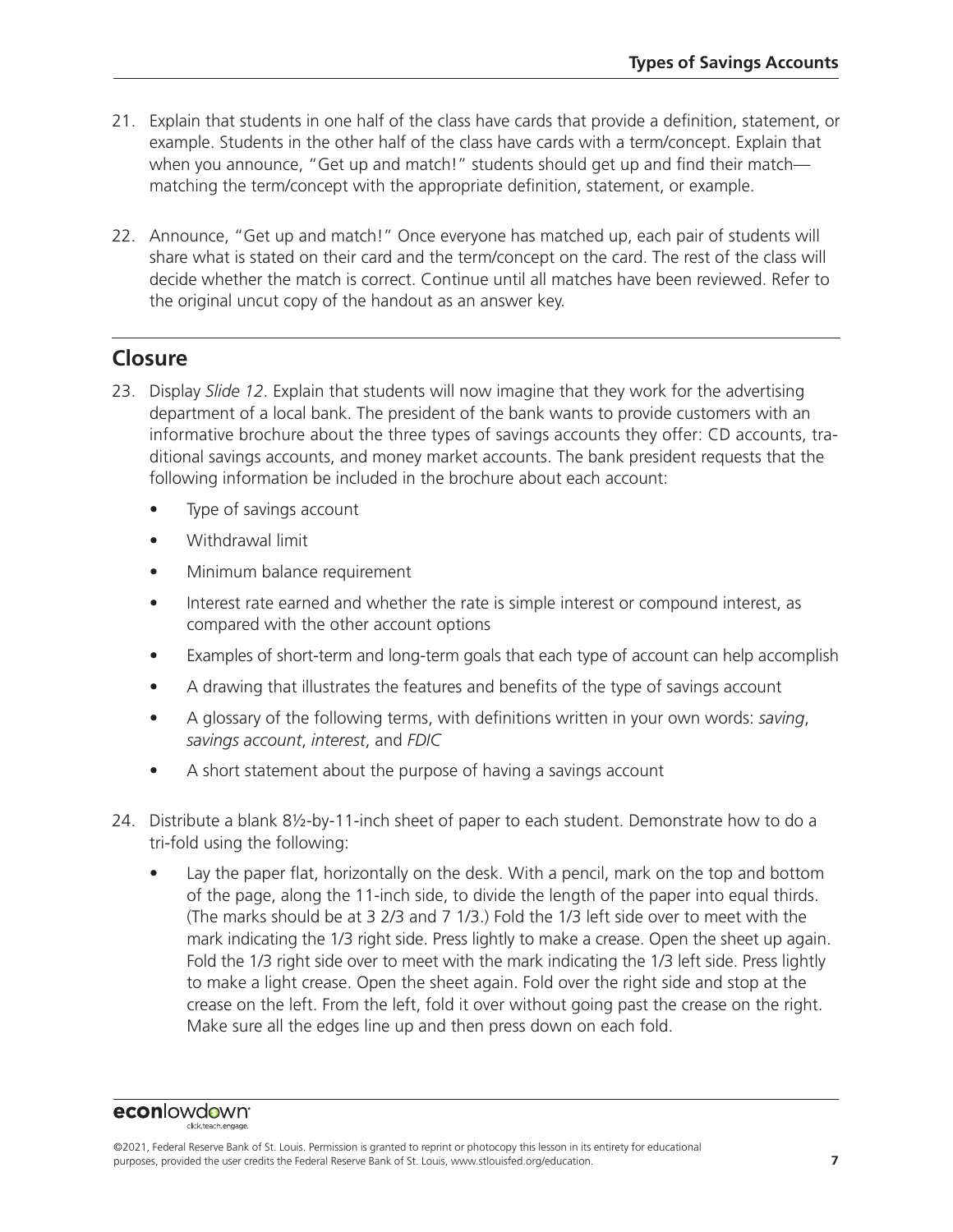21. Explain that students in one half of the class have cards that provide a definition, statement, or example. Students in the other half of the class have cards with a term/concept. Explain that when you announce, "Get up and match!" students should get up and find their match—matching the term/concept with the appropriate definition, statement, or example.

22. Announce, "Get up and match!" Once everyone has matched up, each pair of students will share what is stated on their card and the term/concept on the card. The rest of the class will decide whether the match is correct. Continue until all matches have been reviewed. Refer to the original uncut copy of the handout as an answer key.

## Closure

23. Display *Slide 12*. Explain that students will now imagine that they work for the advertising department of a local bank. The president of the bank wants to provide customers with an informative brochure about the three types of savings accounts they offer: CD accounts, traditional savings accounts, and money market accounts. The bank president requests that the following information be included in the brochure about each account:
    - Type of savings account
    - Withdrawal limit
    - Minimum balance requirement
    - Interest rate earned and whether the rate is simple interest or compound interest, as compared with the other account options
    - Examples of short-term and long-term goals that each type of account can help accomplish
    - A drawing that illustrates the features and benefits of the type of savings account
    - A glossary of the following terms, with definitions written in your own words: *saving*, *savings account*, *interest*, and *FDIC*
    - A short statement about the purpose of having a savings account

24. Distribute a blank 8½-by-11-inch sheet of paper to each student. Demonstrate how to do a tri-fold using the following:
    - Lay the paper flat, horizontally on the desk. With a pencil, mark on the top and bottom of the page, along the 11-inch side, to divide the length of the paper into equal thirds. (The marks should be at 3 2/3 and 7 1/3.) Fold the 1/3 left side over to meet with the mark indicating the 1/3 right side. Press lightly to make a crease. Open the sheet up again. Fold the 1/3 right side over to meet with the mark indicating the 1/3 left side. Press lightly to make a light crease. Open the sheet again. Fold over the right side and stop at the crease on the left. From the left, fold it over without going past the crease on the right. Make sure all the edges line up and then press down on each fold.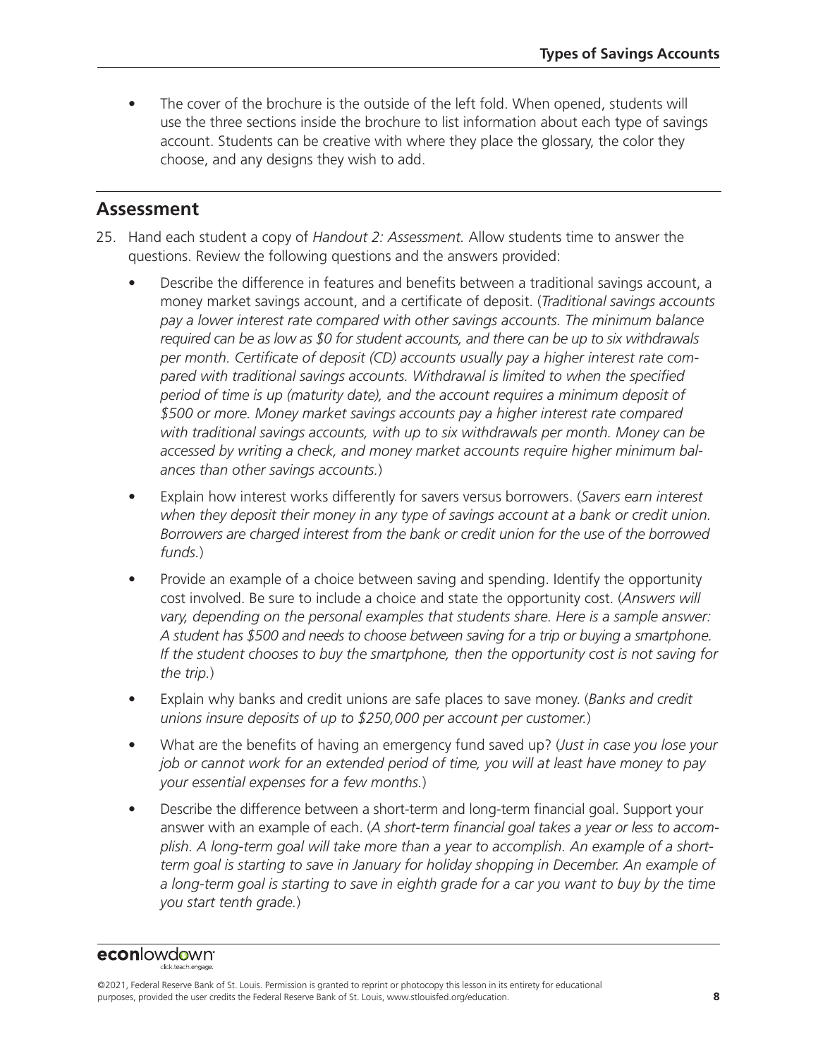- The cover of the brochure is the outside of the left fold. When opened, students will use the three sections inside the brochure to list information about each type of savings account. Students can be creative with where they place the glossary, the color they choose, and any designs they wish to add.

## Assessment

25. Hand each student a copy of *Handout 2: Assessment.* Allow students time to answer the questions. Review the following questions and the answers provided:

    - Describe the difference in features and benefits between a traditional savings account, a money market savings account, and a certificate of deposit. (*Traditional savings accounts pay a lower interest rate compared with other savings accounts. The minimum balance required can be as low as $0 for student accounts, and there can be up to six withdrawals per month. Certificate of deposit (CD) accounts usually pay a higher interest rate compared with traditional savings accounts. Withdrawal is limited to when the specified period of time is up (maturity date), and the account requires a minimum deposit of $500 or more. Money market savings accounts pay a higher interest rate compared with traditional savings accounts, with up to six withdrawals per month. Money can be accessed by writing a check, and money market accounts require higher minimum balances than other savings accounts.*)
    - Explain how interest works differently for savers versus borrowers. (*Savers earn interest when they deposit their money in any type of savings account at a bank or credit union. Borrowers are charged interest from the bank or credit union for the use of the borrowed funds.*)
    - Provide an example of a choice between saving and spending. Identify the opportunity cost involved. Be sure to include a choice and state the opportunity cost. (*Answers will vary, depending on the personal examples that students share. Here is a sample answer: A student has $500 and needs to choose between saving for a trip or buying a smartphone. If the student chooses to buy the smartphone, then the opportunity cost is not saving for the trip.*)
    - Explain why banks and credit unions are safe places to save money. (*Banks and credit unions insure deposits of up to $250,000 per account per customer.*)
    - What are the benefits of having an emergency fund saved up? (*Just in case you lose your job or cannot work for an extended period of time, you will at least have money to pay your essential expenses for a few months.*)
    - Describe the difference between a short-term and long-term financial goal. Support your answer with an example of each. (*A short-term financial goal takes a year or less to accomplish. A long-term goal will take more than a year to accomplish. An example of a short-term goal is starting to save in January for holiday shopping in December. An example of a long-term goal is starting to save in eighth grade for a car you want to buy by the time you start tenth grade.*)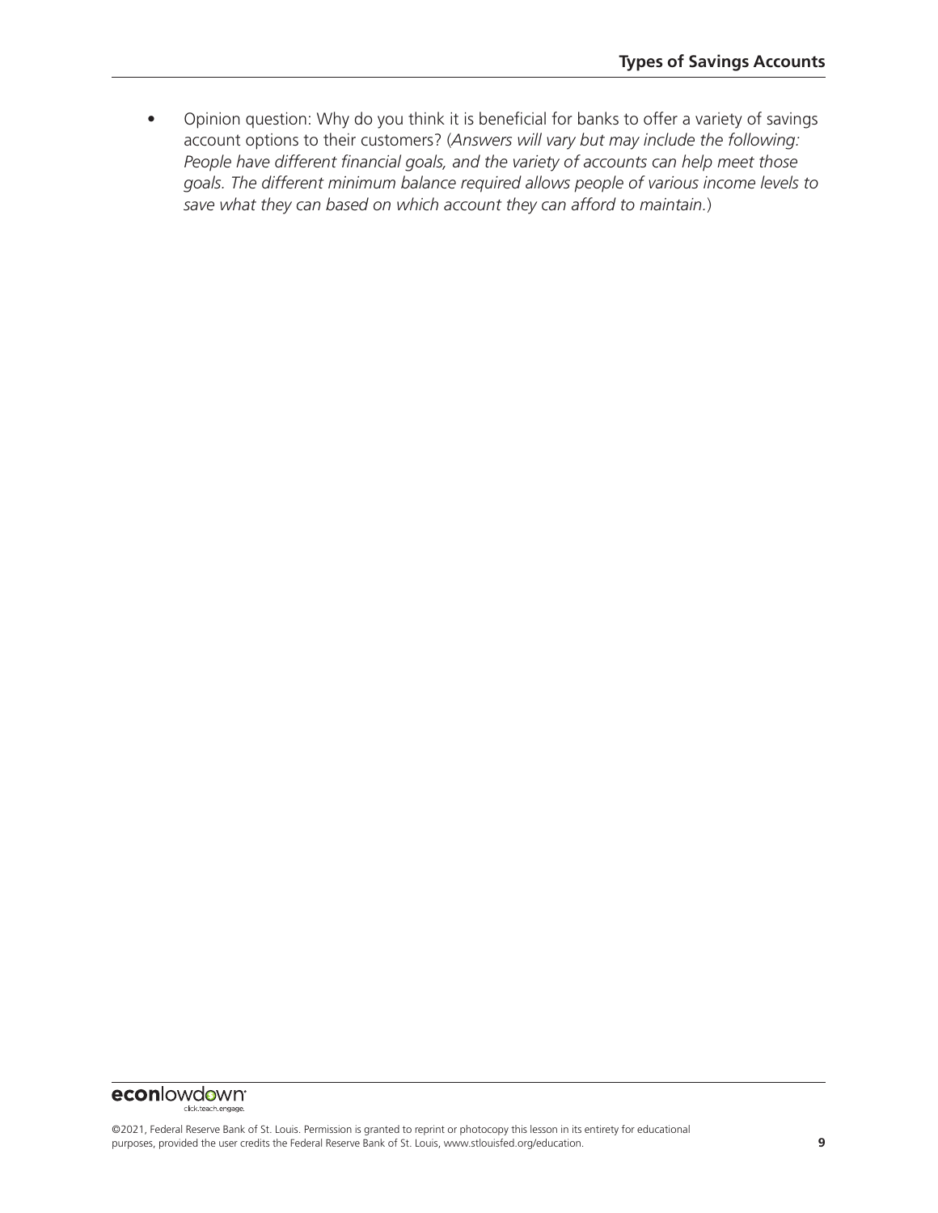- Opinion question: Why do you think it is beneficial for banks to offer a variety of savings account options to their customers? (*Answers will vary but may include the following: People have different financial goals, and the variety of accounts can help meet those goals. The different minimum balance required allows people of various income levels to save what they can based on which account they can afford to maintain.*)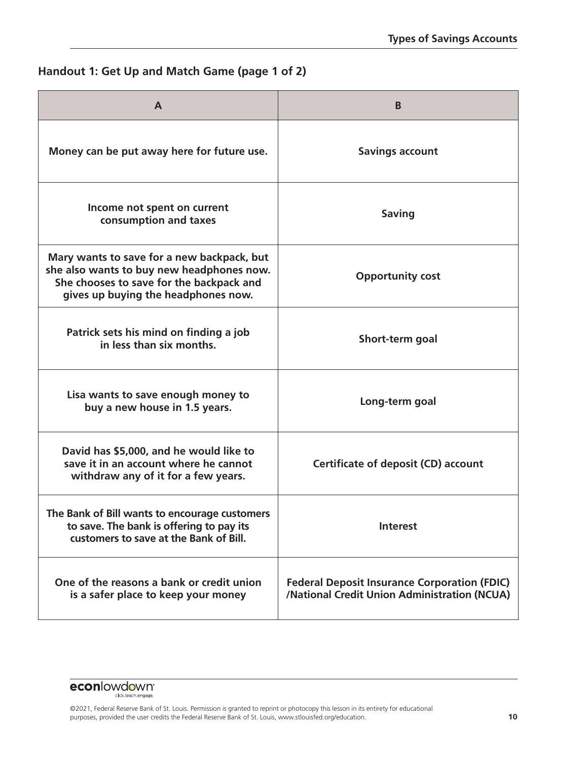## Handout 1: Get Up and Match Game (page 1 of 2)

| A | B |
|---|---|
| **Money can be put away here for future use.** | **Savings account** |
| **Income not spent on current consumption and taxes** | **Saving** |
| **Mary wants to save for a new backpack, but she also wants to buy new headphones now. She chooses to save for the backpack and gives up buying the headphones now.** | **Opportunity cost** |
| **Patrick sets his mind on finding a job in less than six months.** | **Short-term goal** |
| **Lisa wants to save enough money to buy a new house in 1.5 years.** | **Long-term goal** |
| **David has $5,000, and he would like to save it in an account where he cannot withdraw any of it for a few years.** | **Certificate of deposit (CD) account** |
| **The Bank of Bill wants to encourage customers to save. The bank is offering to pay its customers to save at the Bank of Bill.** | **Interest** |
| **One of the reasons a bank or credit union is a safer place to keep your money** | **Federal Deposit Insurance Corporation (FDIC) /National Credit Union Administration (NCUA)** |

©2021, Federal Reserve Bank of St. Louis. Permission is granted to reprint or photocopy this lesson in its entirety for educational purposes, provided the user credits the Federal Reserve Bank of St. Louis, www.stlouisfed.org/education.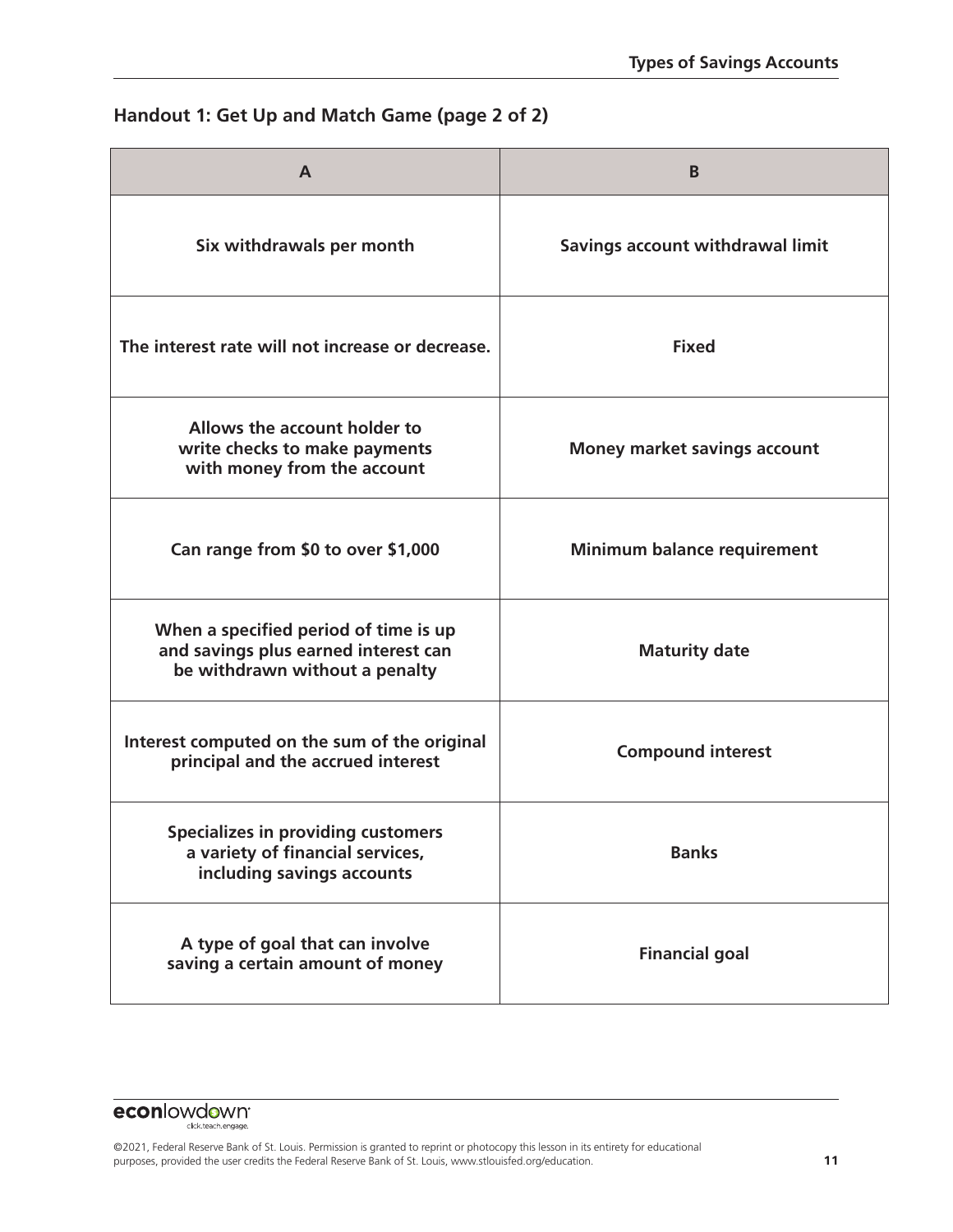## Handout 1: Get Up and Match Game (page 2 of 2)

| A | B |
|---|---|
| Six withdrawals per month | Savings account withdrawal limit |
| The interest rate will not increase or decrease. | Fixed |
| Allows the account holder to write checks to make payments with money from the account | Money market savings account |
| Can range from $0 to over $1,000 | Minimum balance requirement |
| When a specified period of time is up and savings plus earned interest can be withdrawn without a penalty | Maturity date |
| Interest computed on the sum of the original principal and the accrued interest | Compound interest |
| Specializes in providing customers a variety of financial services, including savings accounts | Banks |
| A type of goal that can involve saving a certain amount of money | Financial goal |

©2021, Federal Reserve Bank of St. Louis. Permission is granted to reprint or photocopy this lesson in its entirety for educational purposes, provided the user credits the Federal Reserve Bank of St. Louis, www.stlouisfed.org/education.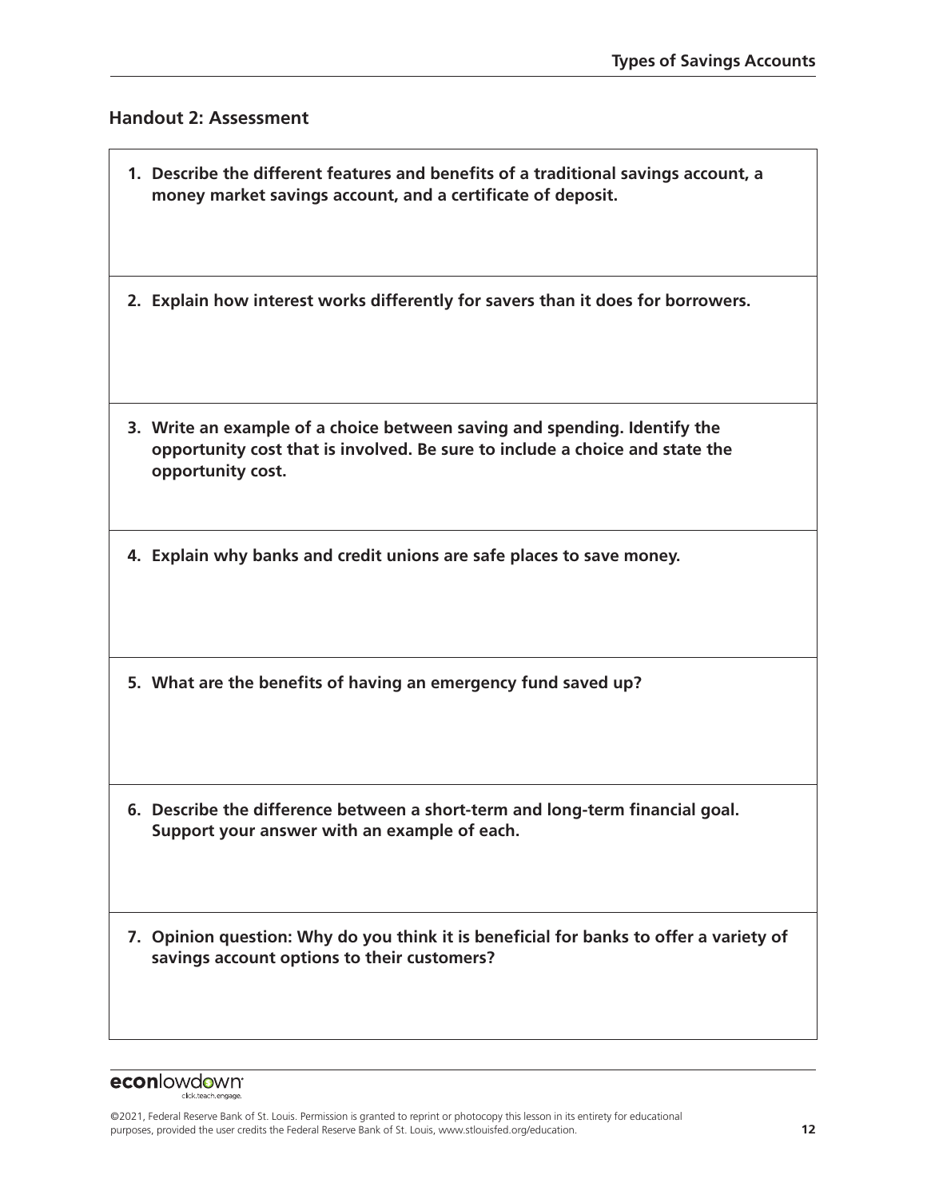## Handout 2: Assessment

1. **Describe the different features and benefits of a traditional savings account, a money market savings account, and a certificate of deposit.**

2. **Explain how interest works differently for savers than it does for borrowers.**

3. **Write an example of a choice between saving and spending. Identify the opportunity cost that is involved. Be sure to include a choice and state the opportunity cost.**

4. **Explain why banks and credit unions are safe places to save money.**

5. **What are the benefits of having an emergency fund saved up?**

6. **Describe the difference between a short-term and long-term financial goal. Support your answer with an example of each.**

7. **Opinion question: Why do you think it is beneficial for banks to offer a variety of savings account options to their customers?**

©2021, Federal Reserve Bank of St. Louis. Permission is granted to reprint or photocopy this lesson in its entirety for educational purposes, provided the user credits the Federal Reserve Bank of St. Louis, www.stlouisfed.org/education.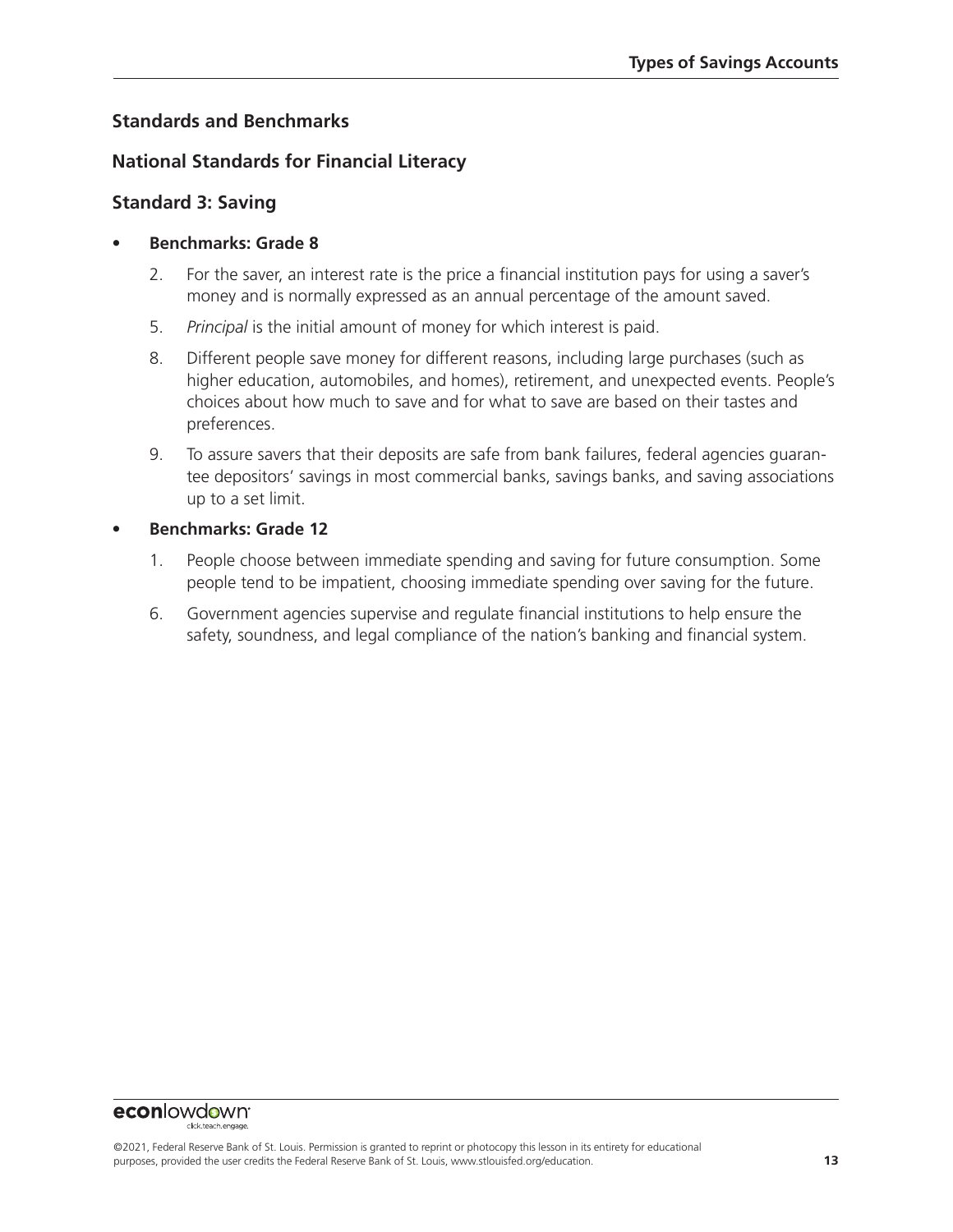## Standards and Benchmarks

## National Standards for Financial Literacy

### Standard 3: Saving

- **Benchmarks: Grade 8**

  2. For the saver, an interest rate is the price a financial institution pays for using a saver's money and is normally expressed as an annual percentage of the amount saved.
  5. *Principal* is the initial amount of money for which interest is paid.
  8. Different people save money for different reasons, including large purchases (such as higher education, automobiles, and homes), retirement, and unexpected events. People's choices about how much to save and for what to save are based on their tastes and preferences.
  9. To assure savers that their deposits are safe from bank failures, federal agencies guarantee depositors' savings in most commercial banks, savings banks, and saving associations up to a set limit.

- **Benchmarks: Grade 12**

  1. People choose between immediate spending and saving for future consumption. Some people tend to be impatient, choosing immediate spending over saving for the future.
  6. Government agencies supervise and regulate financial institutions to help ensure the safety, soundness, and legal compliance of the nation's banking and financial system.

©2021, Federal Reserve Bank of St. Louis. Permission is granted to reprint or photocopy this lesson in its entirety for educational purposes, provided the user credits the Federal Reserve Bank of St. Louis, www.stlouisfed.org/education.